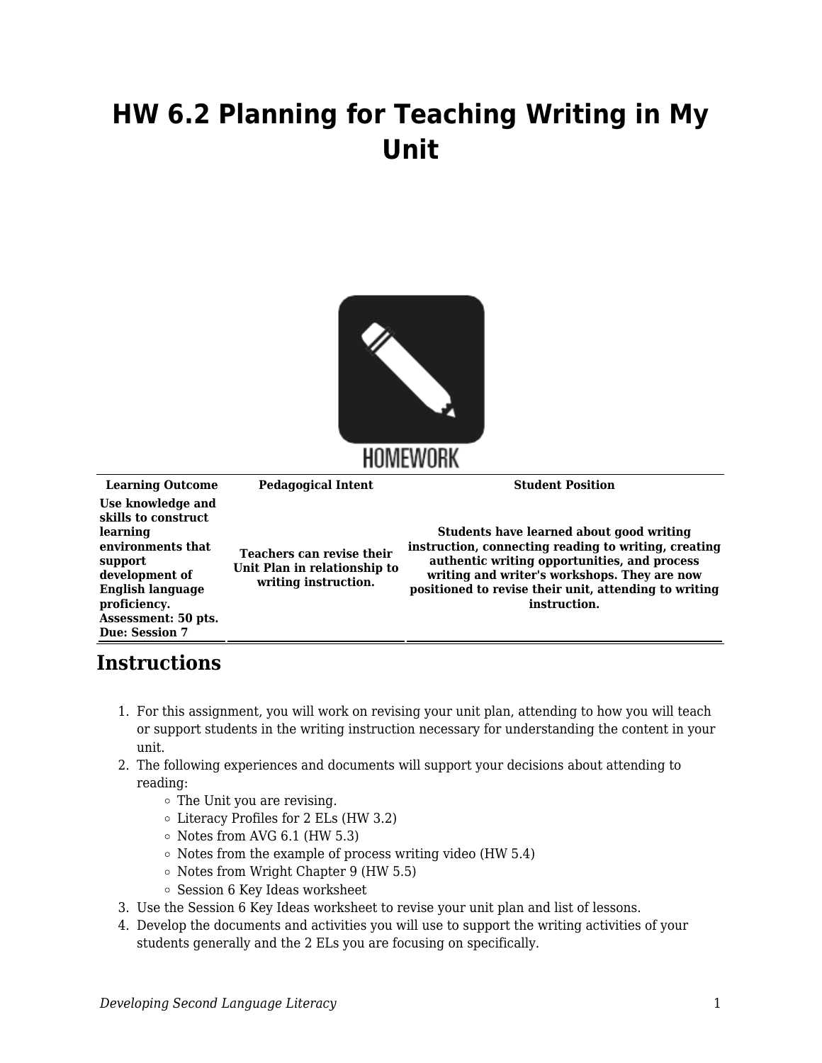# HW 6.2 Planning for Teaching Writing in My Unit

| Learning Outcome | Pedagogical Intent | Student Position |
| --- | --- | --- |
| **Use knowledge and skills to construct learning environments that support development of English language proficiency. Assessment: 50 pts. Due: Session 7** | **Teachers can revise their Unit Plan in relationship to writing instruction.** | **Students have learned about good writing instruction, connecting reading to writing, creating authentic writing opportunities, and process writing and writer's workshops. They are now positioned to revise their unit, attending to writing instruction.** |

## Instructions

1. For this assignment, you will work on revising your unit plan, attending to how you will teach or support students in the writing instruction necessary for understanding the content in your unit.
2. The following experiences and documents will support your decisions about attending to reading:
   - The Unit you are revising.
   - Literacy Profiles for 2 ELs (HW 3.2)
   - Notes from AVG 6.1 (HW 5.3)
   - Notes from the example of process writing video (HW 5.4)
   - Notes from Wright Chapter 9 (HW 5.5)
   - Session 6 Key Ideas worksheet
3. Use the Session 6 Key Ideas worksheet to revise your unit plan and list of lessons.
4. Develop the documents and activities you will use to support the writing activities of your students generally and the 2 ELs you are focusing on specifically.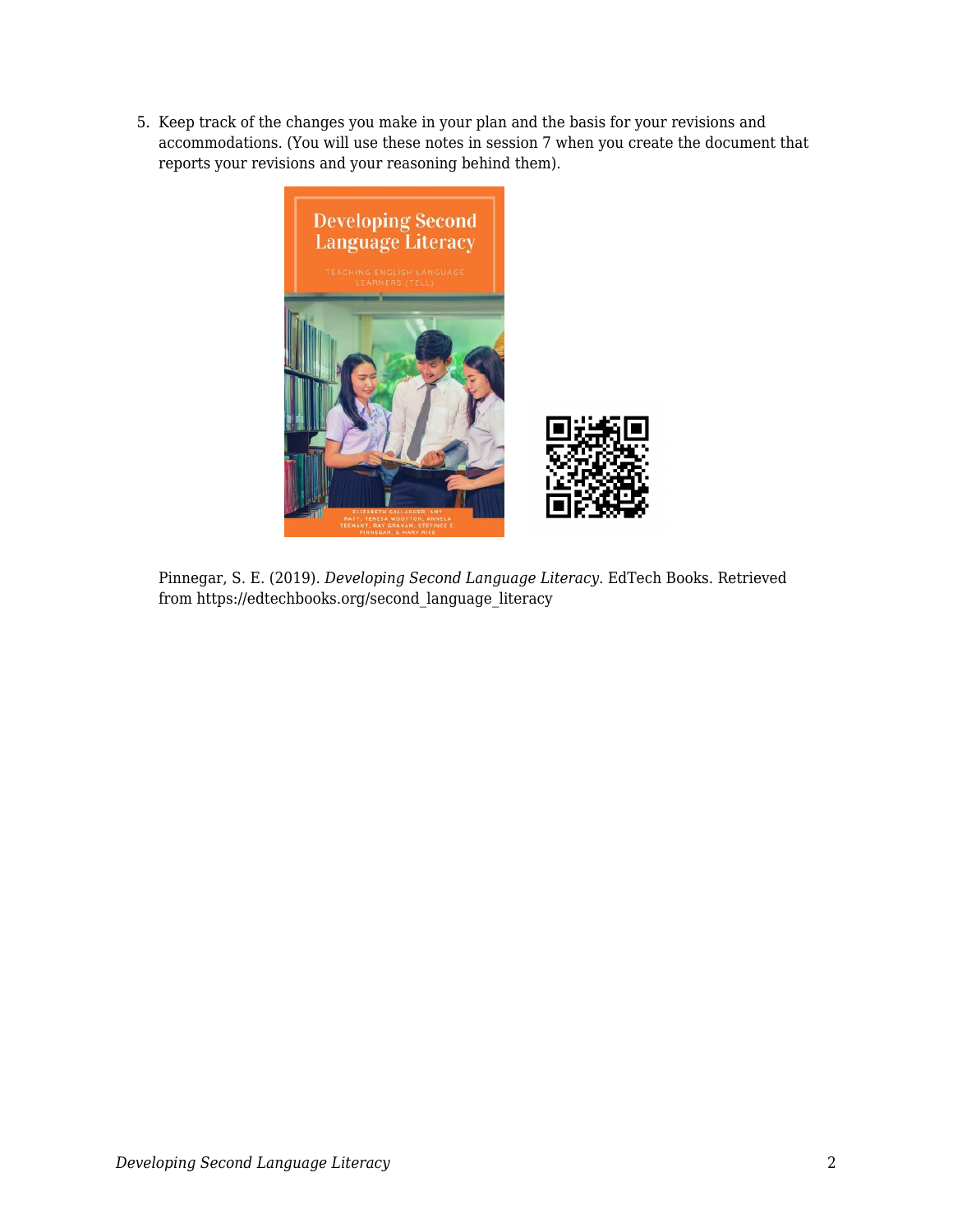5. Keep track of the changes you make in your plan and the basis for your revisions and accommodations. (You will use these notes in session 7 when you create the document that reports your revisions and your reasoning behind them).

Pinnegar, S. E. (2019). *Developing Second Language Literacy*. EdTech Books. Retrieved from https://edtechbooks.org/second_language_literacy